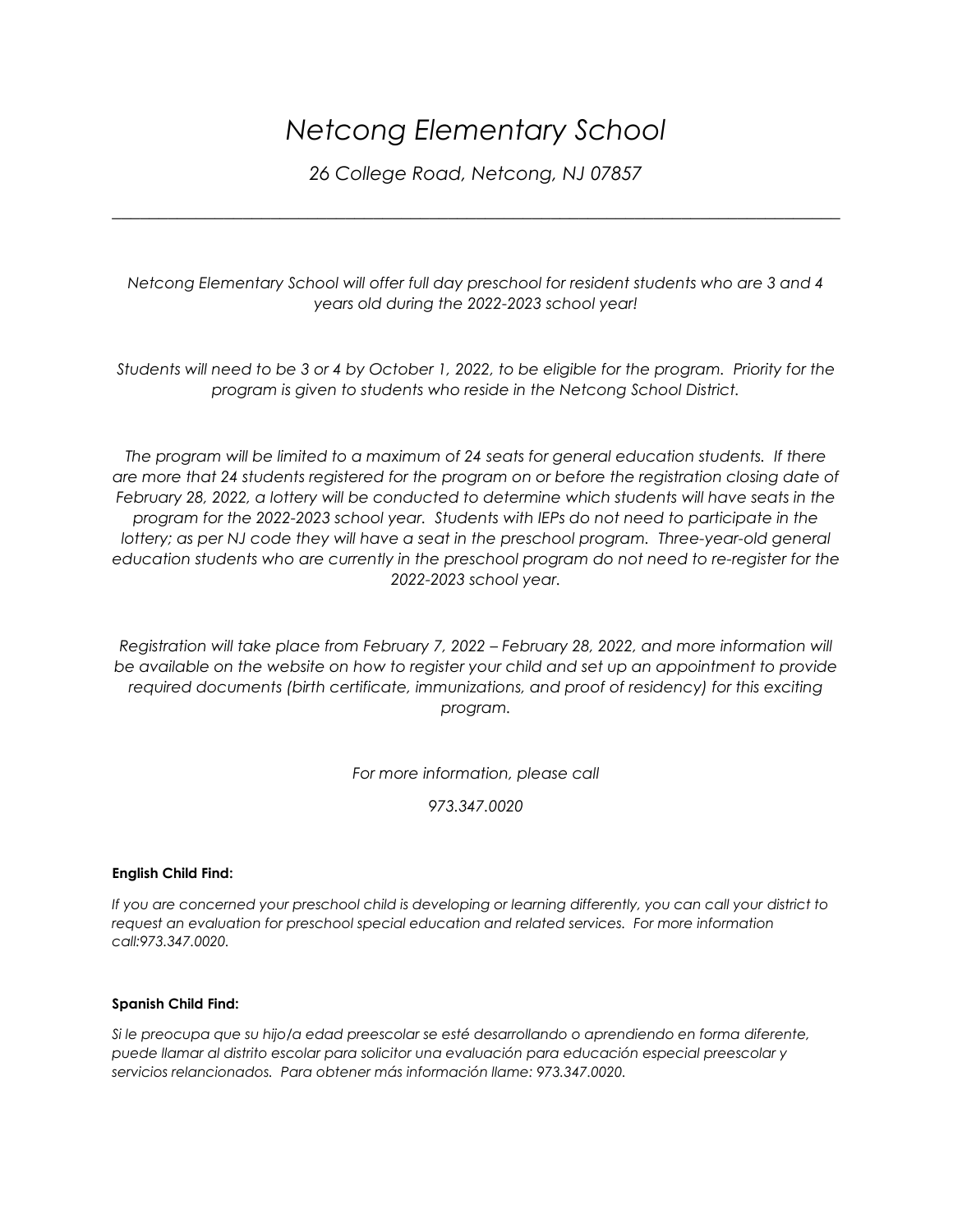# *Netcong Elementary School*

*26 College Road, Netcong, NJ 07857*

---

*Netcong Elementary School will offer full day preschool for resident students who are 3 and 4 years old during the 2022-2023 school year!*

*Students will need to be 3 or 4 by October 1, 2022, to be eligible for the program. Priority for the program is given to students who reside in the Netcong School District.*

*The program will be limited to a maximum of 24 seats for general education students. If there are more that 24 students registered for the program on or before the registration closing date of February 28, 2022, a lottery will be conducted to determine which students will have seats in the program for the 2022-2023 school year. Students with IEPs do not need to participate in the lottery; as per NJ code they will have a seat in the preschool program. Three-year-old general education students who are currently in the preschool program do not need to re-register for the 2022-2023 school year.*

*Registration will take place from February 7, 2022 – February 28, 2022, and more information will be available on the website on how to register your child and set up an appointment to provide required documents (birth certificate, immunizations, and proof of residency) for this exciting program.*

*For more information, please call*

*973.347.0020*

**English Child Find:**

*If you are concerned your preschool child is developing or learning differently, you can call your district to request an evaluation for preschool special education and related services. For more information call:973.347.0020.*

**Spanish Child Find:**

*Si le preocupa que su hijo/a edad preescolar se esté desarrollando o aprendiendo en forma diferente, puede llamar al distrito escolar para solicitor una evaluación para educación especial preescolar y servicios relancionados. Para obtener más información llame: 973.347.0020.*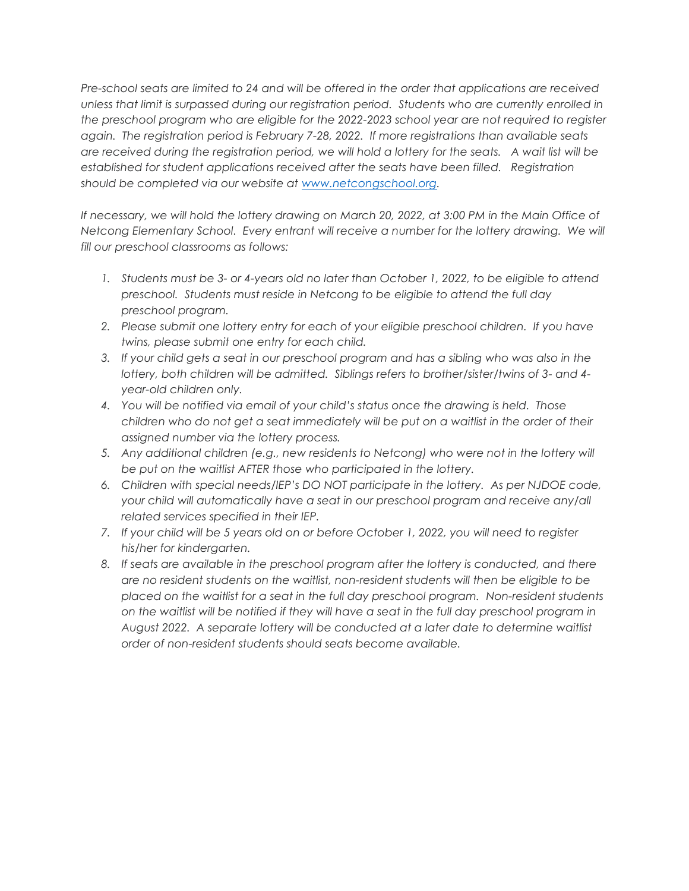*Pre-school seats are limited to 24 and will be offered in the order that applications are received unless that limit is surpassed during our registration period. Students who are currently enrolled in the preschool program who are eligible for the 2022-2023 school year are not required to register again. The registration period is February 7-28, 2022. If more registrations than available seats are received during the registration period, we will hold a lottery for the seats. A wait list will be established for student applications received after the seats have been filled. Registration should be completed via our website at [www.netcongschool.org](http://www.netcongschool.org).*

*If necessary, we will hold the lottery drawing on March 20, 2022, at 3:00 PM in the Main Office of Netcong Elementary School. Every entrant will receive a number for the lottery drawing. We will fill our preschool classrooms as follows:*

1. *Students must be 3- or 4-years old no later than October 1, 2022, to be eligible to attend preschool. Students must reside in Netcong to be eligible to attend the full day preschool program.*
2. *Please submit one lottery entry for each of your eligible preschool children. If you have twins, please submit one entry for each child.*
3. *If your child gets a seat in our preschool program and has a sibling who was also in the lottery, both children will be admitted. Siblings refers to brother/sister/twins of 3- and 4-year-old children only.*
4. *You will be notified via email of your child's status once the drawing is held. Those children who do not get a seat immediately will be put on a waitlist in the order of their assigned number via the lottery process.*
5. *Any additional children (e.g., new residents to Netcong) who were not in the lottery will be put on the waitlist AFTER those who participated in the lottery.*
6. *Children with special needs/IEP's DO NOT participate in the lottery. As per NJDOE code, your child will automatically have a seat in our preschool program and receive any/all related services specified in their IEP.*
7. *If your child will be 5 years old on or before October 1, 2022, you will need to register his/her for kindergarten.*
8. *If seats are available in the preschool program after the lottery is conducted, and there are no resident students on the waitlist, non-resident students will then be eligible to be placed on the waitlist for a seat in the full day preschool program. Non-resident students on the waitlist will be notified if they will have a seat in the full day preschool program in August 2022. A separate lottery will be conducted at a later date to determine waitlist order of non-resident students should seats become available.*